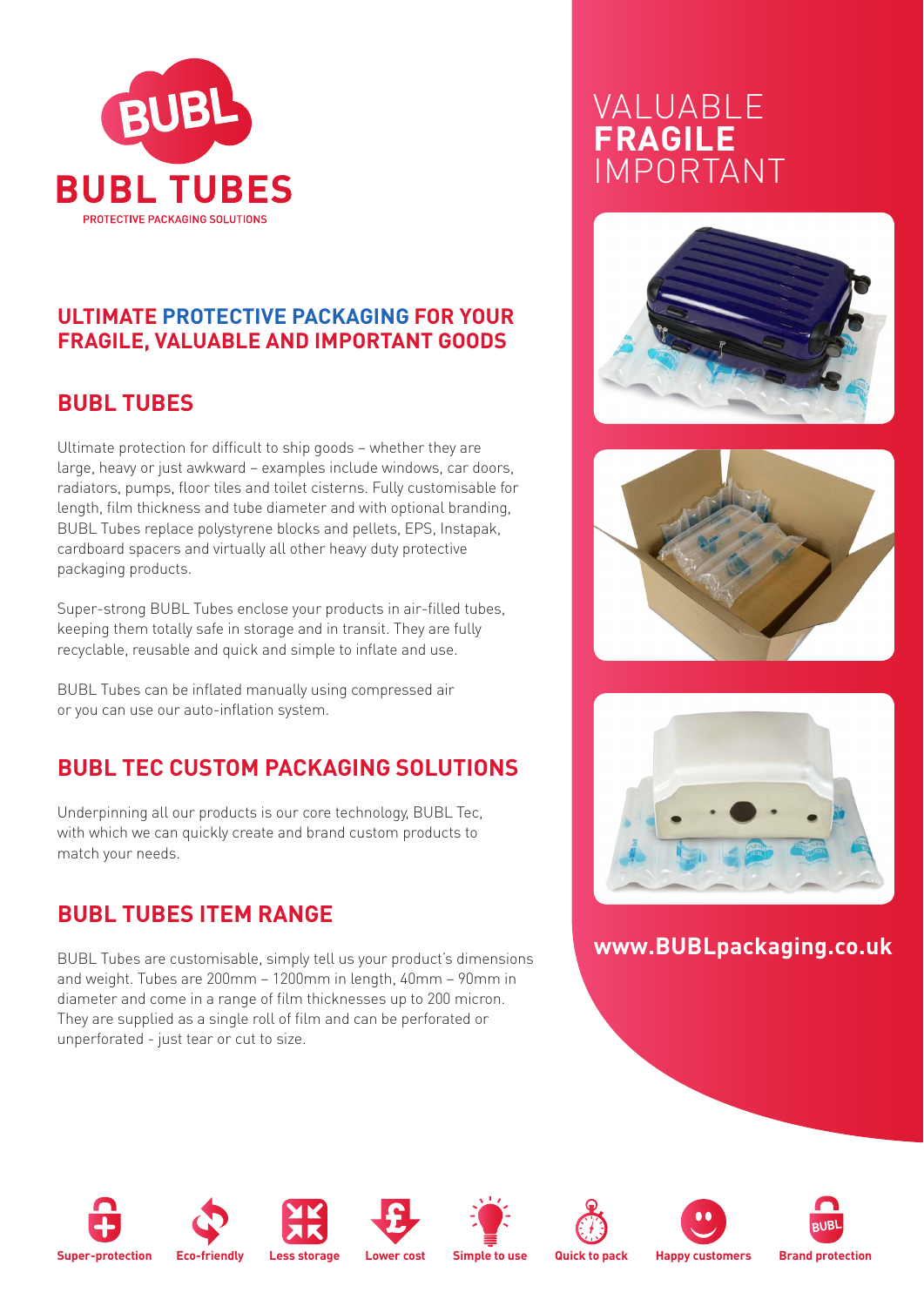# BUBL TUBES

PROTECTIVE PACKAGING SOLUTIONS

VALUABLE
**FRAGILE**
IMPORTANT

## ULTIMATE PROTECTIVE PACKAGING FOR YOUR FRAGILE, VALUABLE AND IMPORTANT GOODS

## BUBL TUBES

Ultimate protection for difficult to ship goods – whether they are large, heavy or just awkward – examples include windows, car doors, radiators, pumps, floor tiles and toilet cisterns. Fully customisable for length, film thickness and tube diameter and with optional branding, BUBL Tubes replace polystyrene blocks and pellets, EPS, Instapak, cardboard spacers and virtually all other heavy duty protective packaging products.

Super-strong BUBL Tubes enclose your products in air-filled tubes, keeping them totally safe in storage and in transit. They are fully recyclable, reusable and quick and simple to inflate and use.

BUBL Tubes can be inflated manually using compressed air or you can use our auto-inflation system.

## BUBL TEC CUSTOM PACKAGING SOLUTIONS

Underpinning all our products is our core technology, BUBL Tec, with which we can quickly create and brand custom products to match your needs.

## BUBL TUBES ITEM RANGE

BUBL Tubes are customisable, simply tell us your product's dimensions and weight. Tubes are 200mm – 1200mm in length, 40mm – 90mm in diameter and come in a range of film thicknesses up to 200 micron. They are supplied as a single roll of film and can be perforated or unperforated - just tear or cut to size.

**www.BUBLpackaging.co.uk**

Super-protection | Eco-friendly | Less storage | Lower cost | Simple to use | Quick to pack | Happy customers | Brand protection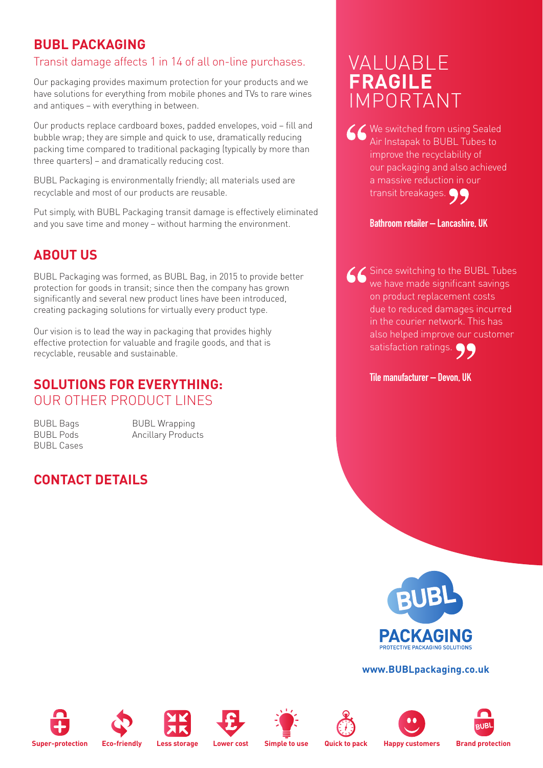## BUBL PACKAGING

Transit damage affects 1 in 14 of all on-line purchases.

Our packaging provides maximum protection for your products and we have solutions for everything from mobile phones and TVs to rare wines and antiques – with everything in between.

Our products replace cardboard boxes, padded envelopes, void – fill and bubble wrap; they are simple and quick to use, dramatically reducing packing time compared to traditional packaging (typically by more than three quarters) – and dramatically reducing cost.

BUBL Packaging is environmentally friendly; all materials used are recyclable and most of our products are reusable.

Put simply, with BUBL Packaging transit damage is effectively eliminated and you save time and money – without harming the environment.

## ABOUT US

BUBL Packaging was formed, as BUBL Bag, in 2015 to provide better protection for goods in transit; since then the company has grown significantly and several new product lines have been introduced, creating packaging solutions for virtually every product type.

Our vision is to lead the way in packaging that provides highly effective protection for valuable and fragile goods, and that is recyclable, reusable and sustainable.

## SOLUTIONS FOR EVERYTHING: OUR OTHER PRODUCT LINES

- BUBL Bags
- BUBL Pods
- BUBL Cases
- BUBL Wrapping
- Ancillary Products

## CONTACT DETAILS

# VALUABLE **FRAGILE** IMPORTANT

"We switched from using Sealed Air Instapak to BUBL Tubes to improve the recyclability of our packaging and also achieved a massive reduction in our transit breakages."

**Bathroom retailer – Lancashire, UK**

"Since switching to the BUBL Tubes we have made significant savings on product replacement costs due to reduced damages incurred in the courier network. This has also helped improve our customer satisfaction ratings."

**Tile manufacturer – Devon, UK**

BUBL PACKAGING
PROTECTIVE PACKAGING SOLUTIONS

**www.BUBLpackaging.co.uk**

Super-protection | Eco-friendly | Less storage | Lower cost | Simple to use | Quick to pack | Happy customers | Brand protection